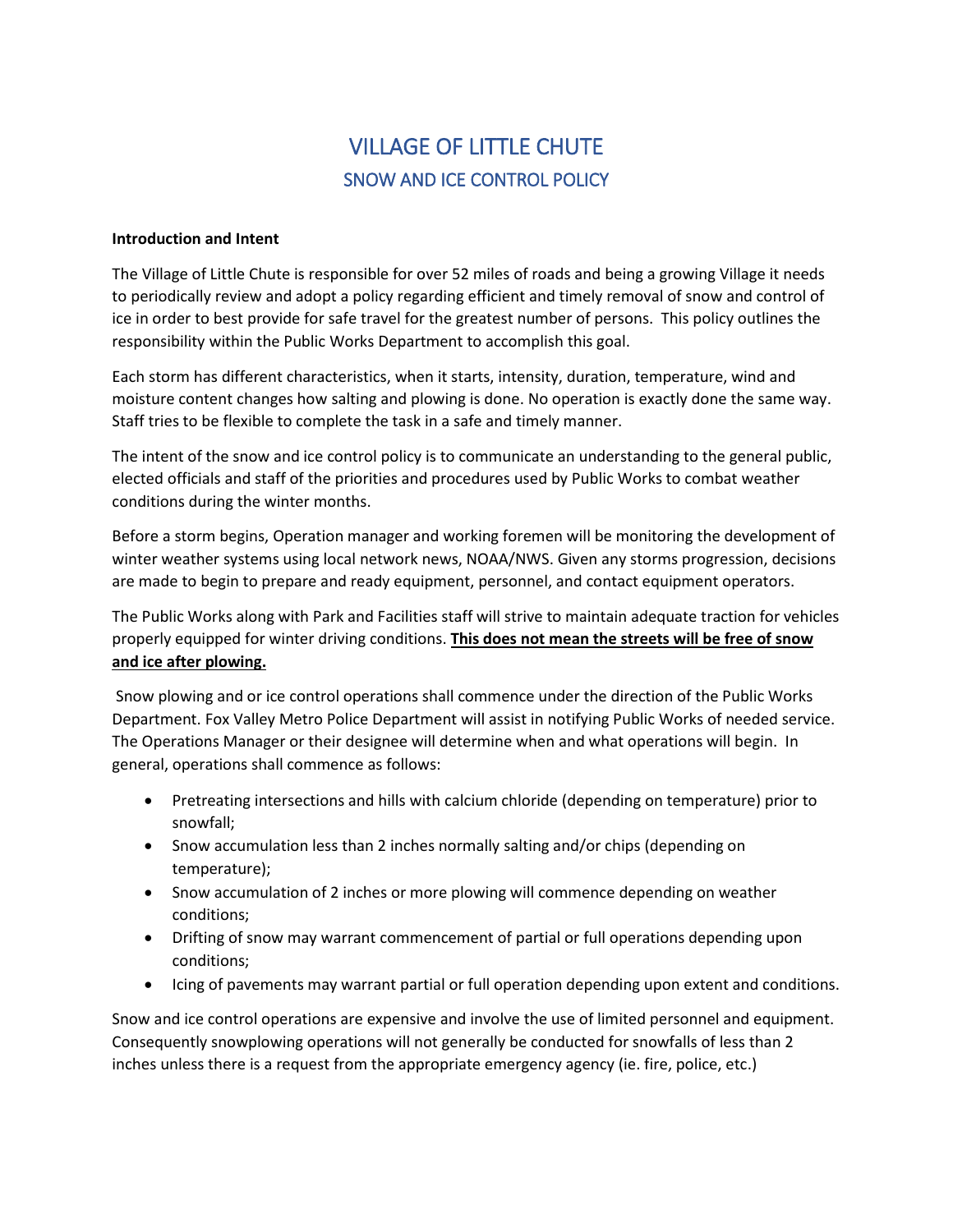# VILLAGE OF LITTLE CHUTE

## SNOW AND ICE CONTROL POLICY

**Introduction and Intent**

The Village of Little Chute is responsible for over 52 miles of roads and being a growing Village it needs to periodically review and adopt a policy regarding efficient and timely removal of snow and control of ice in order to best provide for safe travel for the greatest number of persons. This policy outlines the responsibility within the Public Works Department to accomplish this goal.

Each storm has different characteristics, when it starts, intensity, duration, temperature, wind and moisture content changes how salting and plowing is done. No operation is exactly done the same way. Staff tries to be flexible to complete the task in a safe and timely manner.

The intent of the snow and ice control policy is to communicate an understanding to the general public, elected officials and staff of the priorities and procedures used by Public Works to combat weather conditions during the winter months.

Before a storm begins, Operation manager and working foremen will be monitoring the development of winter weather systems using local network news, NOAA/NWS. Given any storms progression, decisions are made to begin to prepare and ready equipment, personnel, and contact equipment operators.

The Public Works along with Park and Facilities staff will strive to maintain adequate traction for vehicles properly equipped for winter driving conditions. **<u>This does not mean the streets will be free of snow and ice after plowing.</u>**

Snow plowing and or ice control operations shall commence under the direction of the Public Works Department. Fox Valley Metro Police Department will assist in notifying Public Works of needed service. The Operations Manager or their designee will determine when and what operations will begin. In general, operations shall commence as follows:

- Pretreating intersections and hills with calcium chloride (depending on temperature) prior to snowfall;
- Snow accumulation less than 2 inches normally salting and/or chips (depending on temperature);
- Snow accumulation of 2 inches or more plowing will commence depending on weather conditions;
- Drifting of snow may warrant commencement of partial or full operations depending upon conditions;
- Icing of pavements may warrant partial or full operation depending upon extent and conditions.

Snow and ice control operations are expensive and involve the use of limited personnel and equipment. Consequently snowplowing operations will not generally be conducted for snowfalls of less than 2 inches unless there is a request from the appropriate emergency agency (ie. fire, police, etc.)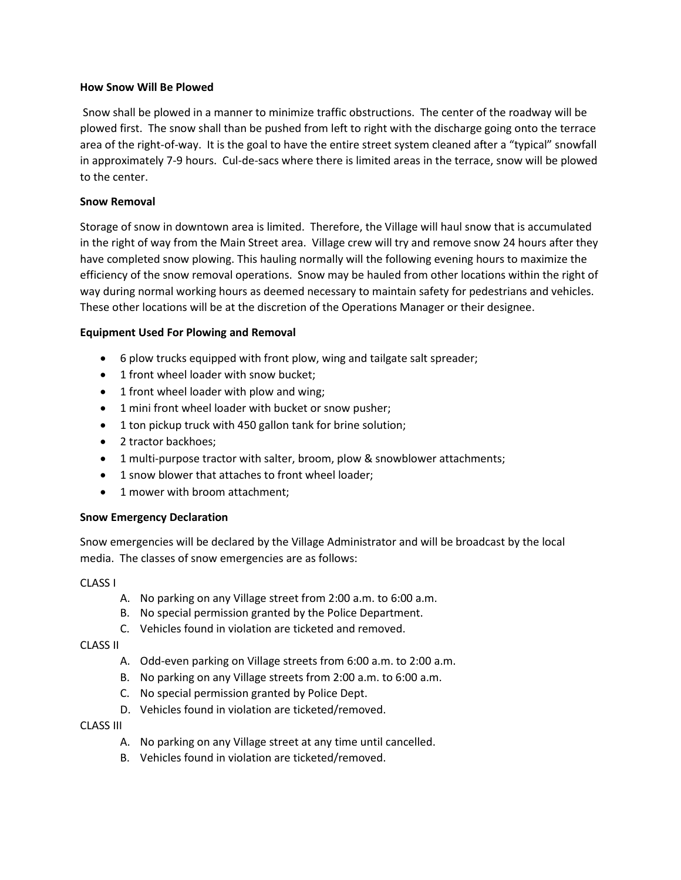**How Snow Will Be Plowed**

Snow shall be plowed in a manner to minimize traffic obstructions. The center of the roadway will be plowed first. The snow shall than be pushed from left to right with the discharge going onto the terrace area of the right-of-way. It is the goal to have the entire street system cleaned after a "typical" snowfall in approximately 7-9 hours. Cul-de-sacs where there is limited areas in the terrace, snow will be plowed to the center.

**Snow Removal**

Storage of snow in downtown area is limited. Therefore, the Village will haul snow that is accumulated in the right of way from the Main Street area. Village crew will try and remove snow 24 hours after they have completed snow plowing. This hauling normally will the following evening hours to maximize the efficiency of the snow removal operations. Snow may be hauled from other locations within the right of way during normal working hours as deemed necessary to maintain safety for pedestrians and vehicles. These other locations will be at the discretion of the Operations Manager or their designee.

**Equipment Used For Plowing and Removal**

- 6 plow trucks equipped with front plow, wing and tailgate salt spreader;
- 1 front wheel loader with snow bucket;
- 1 front wheel loader with plow and wing;
- 1 mini front wheel loader with bucket or snow pusher;
- 1 ton pickup truck with 450 gallon tank for brine solution;
- 2 tractor backhoes;
- 1 multi-purpose tractor with salter, broom, plow & snowblower attachments;
- 1 snow blower that attaches to front wheel loader;
- 1 mower with broom attachment;

**Snow Emergency Declaration**

Snow emergencies will be declared by the Village Administrator and will be broadcast by the local media. The classes of snow emergencies are as follows:

CLASS I

A. No parking on any Village street from 2:00 a.m. to 6:00 a.m.
B. No special permission granted by the Police Department.
C. Vehicles found in violation are ticketed and removed.

CLASS II

A. Odd-even parking on Village streets from 6:00 a.m. to 2:00 a.m.
B. No parking on any Village streets from 2:00 a.m. to 6:00 a.m.
C. No special permission granted by Police Dept.
D. Vehicles found in violation are ticketed/removed.

CLASS III

A. No parking on any Village street at any time until cancelled.
B. Vehicles found in violation are ticketed/removed.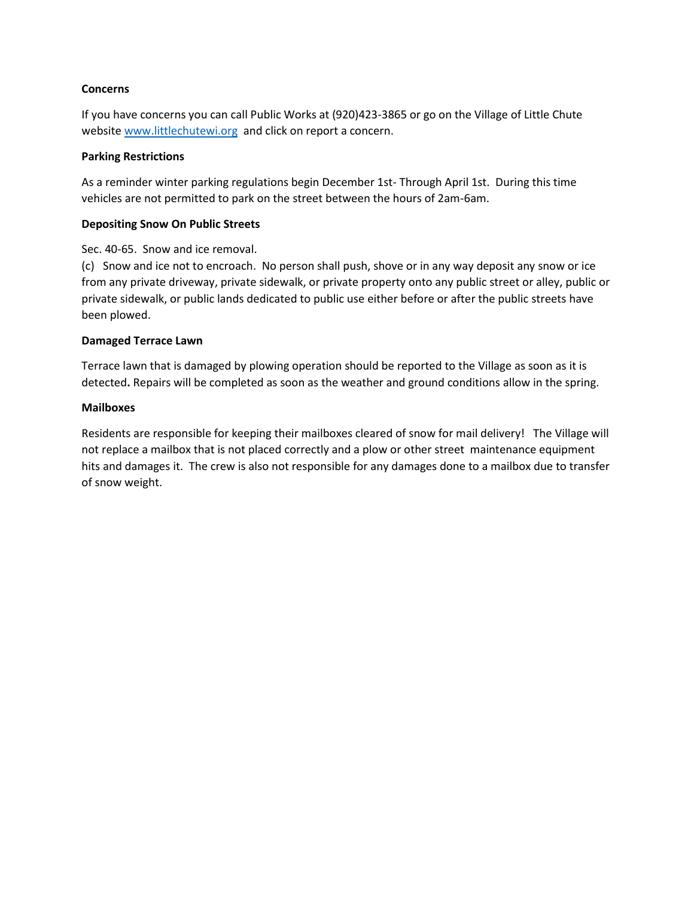**Concerns**

If you have concerns you can call Public Works at (920)423-3865 or go on the Village of Little Chute website [www.littlechutewi.org](http://www.littlechutewi.org) and click on report a concern.

**Parking Restrictions**

As a reminder winter parking regulations begin December 1st- Through April 1st. During this time vehicles are not permitted to park on the street between the hours of 2am-6am.

**Depositing Snow On Public Streets**

Sec. 40-65. Snow and ice removal.

(c) Snow and ice not to encroach. No person shall push, shove or in any way deposit any snow or ice from any private driveway, private sidewalk, or private property onto any public street or alley, public or private sidewalk, or public lands dedicated to public use either before or after the public streets have been plowed.

**Damaged Terrace Lawn**

Terrace lawn that is damaged by plowing operation should be reported to the Village as soon as it is detected**.** Repairs will be completed as soon as the weather and ground conditions allow in the spring.

**Mailboxes**

Residents are responsible for keeping their mailboxes cleared of snow for mail delivery! The Village will not replace a mailbox that is not placed correctly and a plow or other street maintenance equipment hits and damages it. The crew is also not responsible for any damages done to a mailbox due to transfer of snow weight.